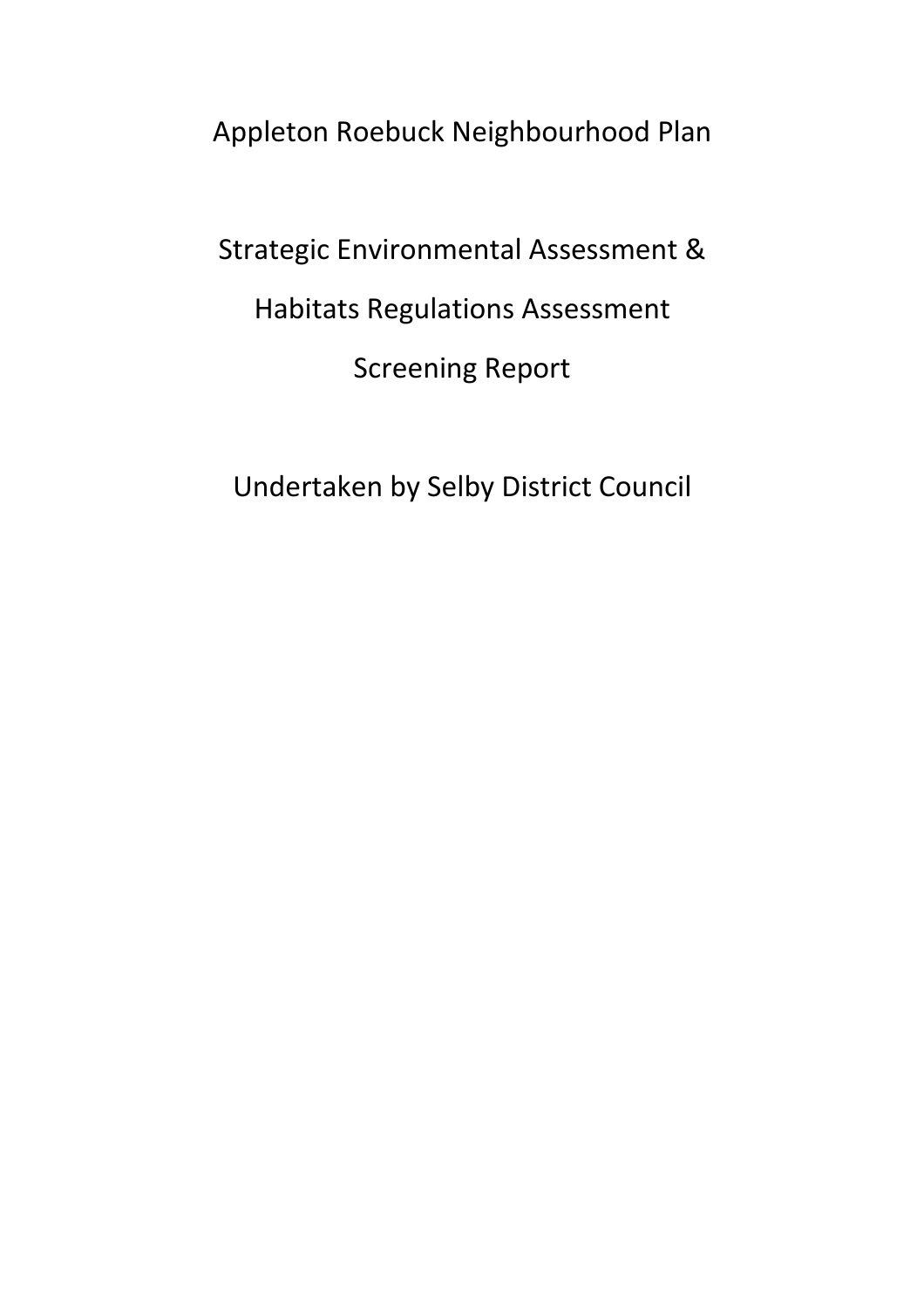# Appleton Roebuck Neighbourhood Plan

## Strategic Environmental Assessment &

## Habitats Regulations Assessment

## Screening Report

Undertaken by Selby District Council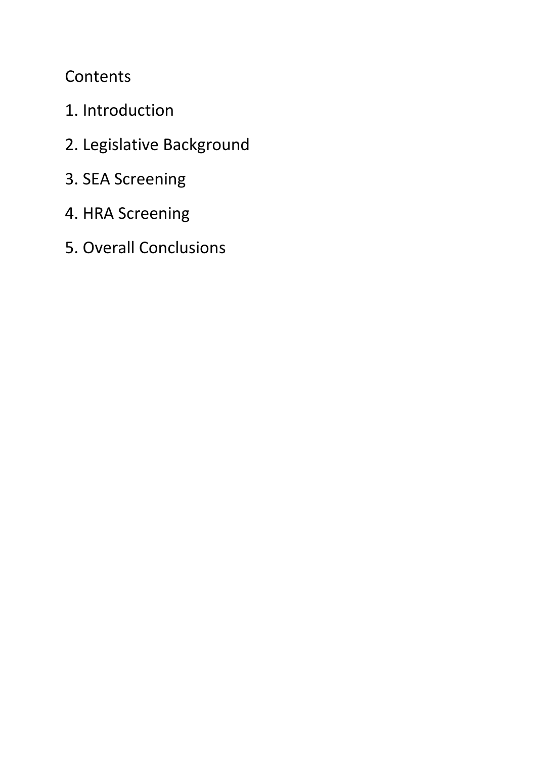Contents

1. Introduction
2. Legislative Background
3. SEA Screening
4. HRA Screening
5. Overall Conclusions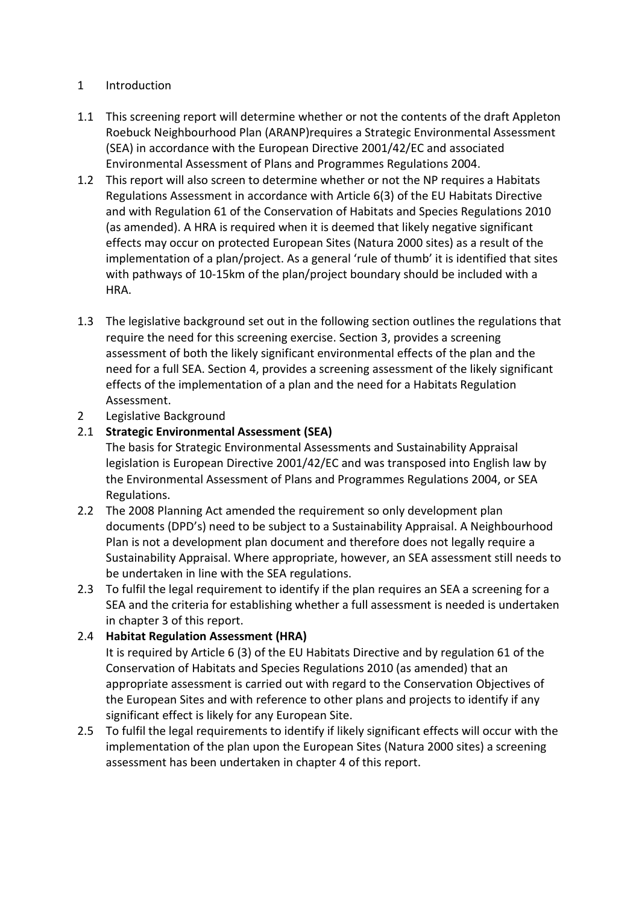## 1 Introduction

1.1 This screening report will determine whether or not the contents of the draft Appleton Roebuck Neighbourhood Plan (ARANP)requires a Strategic Environmental Assessment (SEA) in accordance with the European Directive 2001/42/EC and associated Environmental Assessment of Plans and Programmes Regulations 2004.

1.2 This report will also screen to determine whether or not the NP requires a Habitats Regulations Assessment in accordance with Article 6(3) of the EU Habitats Directive and with Regulation 61 of the Conservation of Habitats and Species Regulations 2010 (as amended). A HRA is required when it is deemed that likely negative significant effects may occur on protected European Sites (Natura 2000 sites) as a result of the implementation of a plan/project. As a general 'rule of thumb' it is identified that sites with pathways of 10-15km of the plan/project boundary should be included with a HRA.

1.3 The legislative background set out in the following section outlines the regulations that require the need for this screening exercise. Section 3, provides a screening assessment of both the likely significant environmental effects of the plan and the need for a full SEA. Section 4, provides a screening assessment of the likely significant effects of the implementation of a plan and the need for a Habitats Regulation Assessment.

## 2 Legislative Background

2.1 **Strategic Environmental Assessment (SEA)**
The basis for Strategic Environmental Assessments and Sustainability Appraisal legislation is European Directive 2001/42/EC and was transposed into English law by the Environmental Assessment of Plans and Programmes Regulations 2004, or SEA Regulations.

2.2 The 2008 Planning Act amended the requirement so only development plan documents (DPD's) need to be subject to a Sustainability Appraisal. A Neighbourhood Plan is not a development plan document and therefore does not legally require a Sustainability Appraisal. Where appropriate, however, an SEA assessment still needs to be undertaken in line with the SEA regulations.

2.3 To fulfil the legal requirement to identify if the plan requires an SEA a screening for a SEA and the criteria for establishing whether a full assessment is needed is undertaken in chapter 3 of this report.

2.4 **Habitat Regulation Assessment (HRA)**
It is required by Article 6 (3) of the EU Habitats Directive and by regulation 61 of the Conservation of Habitats and Species Regulations 2010 (as amended) that an appropriate assessment is carried out with regard to the Conservation Objectives of the European Sites and with reference to other plans and projects to identify if any significant effect is likely for any European Site.

2.5 To fulfil the legal requirements to identify if likely significant effects will occur with the implementation of the plan upon the European Sites (Natura 2000 sites) a screening assessment has been undertaken in chapter 4 of this report.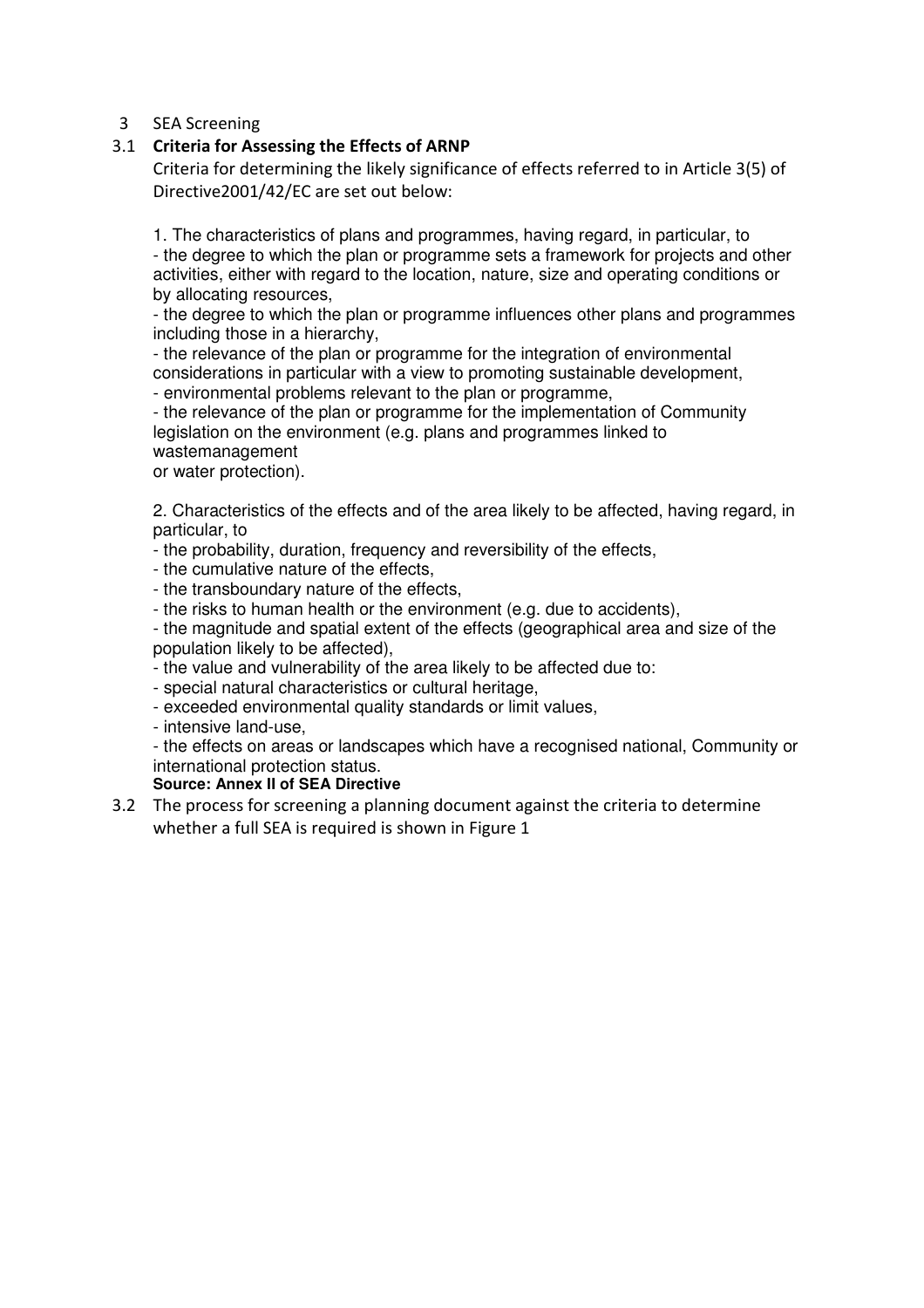## 3 SEA Screening

### 3.1 **Criteria for Assessing the Effects of ARNP**

Criteria for determining the likely significance of effects referred to in Article 3(5) of Directive2001/42/EC are set out below:

1. The characteristics of plans and programmes, having regard, in particular, to
- the degree to which the plan or programme sets a framework for projects and other activities, either with regard to the location, nature, size and operating conditions or by allocating resources,
- the degree to which the plan or programme influences other plans and programmes including those in a hierarchy,
- the relevance of the plan or programme for the integration of environmental considerations in particular with a view to promoting sustainable development,
- environmental problems relevant to the plan or programme,
- the relevance of the plan or programme for the implementation of Community legislation on the environment (e.g. plans and programmes linked to wastemanagement or water protection).

2. Characteristics of the effects and of the area likely to be affected, having regard, in particular, to
- the probability, duration, frequency and reversibility of the effects,
- the cumulative nature of the effects,
- the transboundary nature of the effects,
- the risks to human health or the environment (e.g. due to accidents),
- the magnitude and spatial extent of the effects (geographical area and size of the population likely to be affected),
- the value and vulnerability of the area likely to be affected due to:
- special natural characteristics or cultural heritage,
- exceeded environmental quality standards or limit values,
- intensive land-use,
- the effects on areas or landscapes which have a recognised national, Community or international protection status.

**Source: Annex II of SEA Directive**

3.2 The process for screening a planning document against the criteria to determine whether a full SEA is required is shown in Figure 1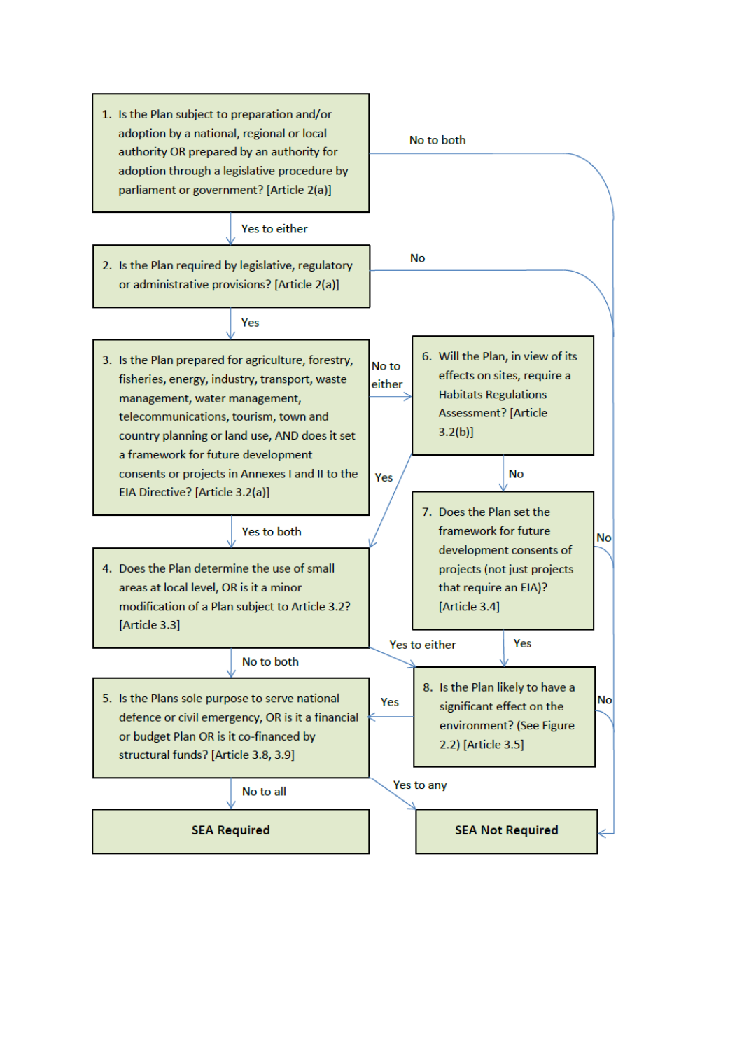1. Is the Plan subject to preparation and/or adoption by a national, regional or local authority OR prepared by an authority for adoption through a legislative procedure by parliament or government? [Article 2(a)]

No to both

Yes to either

2. Is the Plan required by legislative, regulatory or administrative provisions? [Article 2(a)]

No

Yes

3. Is the Plan prepared for agriculture, forestry, fisheries, energy, industry, transport, waste management, water management, telecommunications, tourism, town and country planning or land use, AND does it set a framework for future development consents or projects in Annexes I and II to the EIA Directive? [Article 3.2(a)]

No to either

6. Will the Plan, in view of its effects on sites, require a Habitats Regulations Assessment? [Article 3.2(b)]

Yes

No

Yes to both

7. Does the Plan set the framework for future development consents of projects (not just projects that require an EIA)? [Article 3.4]

No

4. Does the Plan determine the use of small areas at local level, OR is it a minor modification of a Plan subject to Article 3.2? [Article 3.3]

Yes to either

Yes

No to both

8. Is the Plan likely to have a significant effect on the environment? (See Figure 2.2) [Article 3.5]

No

Yes

5. Is the Plans sole purpose to serve national defence or civil emergency, OR is it a financial or budget Plan OR is it co-financed by structural funds? [Article 3.8, 3.9]

No to all

Yes to any

**SEA Required**

**SEA Not Required**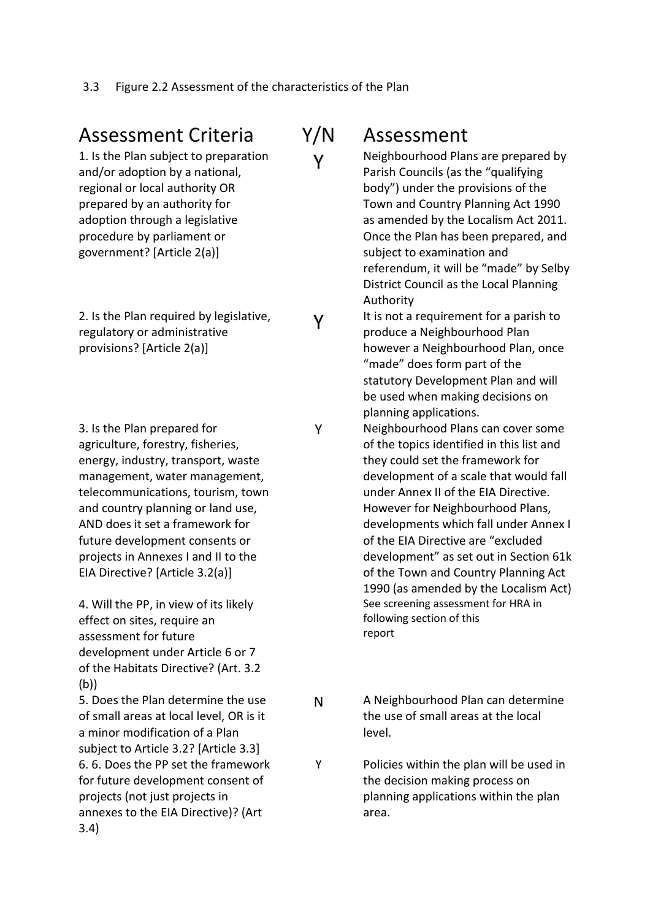3.3 Figure 2.2 Assessment of the characteristics of the Plan

| Assessment Criteria | Y/N | Assessment |
|---|---|---|
| 1. Is the Plan subject to preparation and/or adoption by a national, regional or local authority OR prepared by an authority for adoption through a legislative procedure by parliament or government? [Article 2(a)] | Y | Neighbourhood Plans are prepared by Parish Councils (as the "qualifying body") under the provisions of the Town and Country Planning Act 1990 as amended by the Localism Act 2011. Once the Plan has been prepared, and subject to examination and referendum, it will be "made" by Selby District Council as the Local Planning Authority |
| 2. Is the Plan required by legislative, regulatory or administrative provisions? [Article 2(a)] | Y | It is not a requirement for a parish to produce a Neighbourhood Plan however a Neighbourhood Plan, once "made" does form part of the statutory Development Plan and will be used when making decisions on planning applications. |
| 3. Is the Plan prepared for agriculture, forestry, fisheries, energy, industry, transport, waste management, water management, telecommunications, tourism, town and country planning or land use, AND does it set a framework for future development consents or projects in Annexes I and II to the EIA Directive? [Article 3.2(a)] | Y | Neighbourhood Plans can cover some of the topics identified in this list and they could set the framework for development of a scale that would fall under Annex II of the EIA Directive. However for Neighbourhood Plans, developments which fall under Annex I of the EIA Directive are "excluded development" as set out in Section 61k of the Town and Country Planning Act 1990 (as amended by the Localism Act) |
| 4. Will the PP, in view of its likely effect on sites, require an assessment for future development under Article 6 or 7 of the Habitats Directive? (Art. 3.2 (b)) | | See screening assessment for HRA in following section of this report |
| 5. Does the Plan determine the use of small areas at local level, OR is it a minor modification of a Plan subject to Article 3.2? [Article 3.3] | N | A Neighbourhood Plan can determine the use of small areas at the local level. |
| 6. 6. Does the PP set the framework for future development consent of projects (not just projects in annexes to the EIA Directive)? (Art 3.4) | Y | Policies within the plan will be used in the decision making process on planning applications within the plan area. |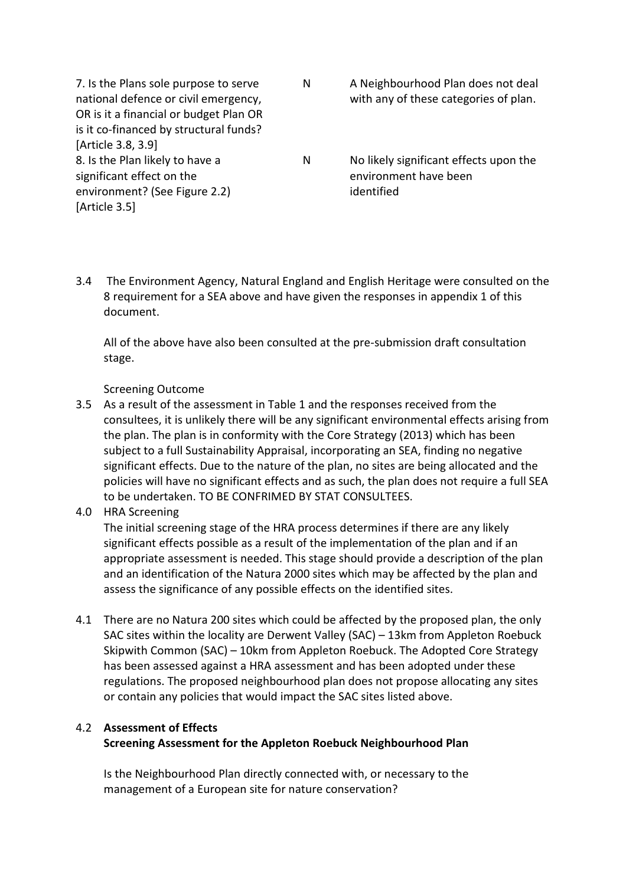| | | |
|---|---|---|
| 7. Is the Plans sole purpose to serve national defence or civil emergency, OR is it a financial or budget Plan OR is it co-financed by structural funds? [Article 3.8, 3.9] | N | A Neighbourhood Plan does not deal with any of these categories of plan. |
| 8. Is the Plan likely to have a significant effect on the environment? (See Figure 2.2) [Article 3.5] | N | No likely significant effects upon the environment have been identified |

3.4 The Environment Agency, Natural England and English Heritage were consulted on the 8 requirement for a SEA above and have given the responses in appendix 1 of this document.

All of the above have also been consulted at the pre-submission draft consultation stage.

Screening Outcome

3.5 As a result of the assessment in Table 1 and the responses received from the consultees, it is unlikely there will be any significant environmental effects arising from the plan. The plan is in conformity with the Core Strategy (2013) which has been subject to a full Sustainability Appraisal, incorporating an SEA, finding no negative significant effects. Due to the nature of the plan, no sites are being allocated and the policies will have no significant effects and as such, the plan does not require a full SEA to be undertaken. TO BE CONFRIMED BY STAT CONSULTEES.

4.0 HRA Screening

The initial screening stage of the HRA process determines if there are any likely significant effects possible as a result of the implementation of the plan and if an appropriate assessment is needed. This stage should provide a description of the plan and an identification of the Natura 2000 sites which may be affected by the plan and assess the significance of any possible effects on the identified sites.

4.1 There are no Natura 200 sites which could be affected by the proposed plan, the only SAC sites within the locality are Derwent Valley (SAC) – 13km from Appleton Roebuck Skipwith Common (SAC) – 10km from Appleton Roebuck. The Adopted Core Strategy has been assessed against a HRA assessment and has been adopted under these regulations. The proposed neighbourhood plan does not propose allocating any sites or contain any policies that would impact the SAC sites listed above.

4.2 **Assessment of Effects**

**Screening Assessment for the Appleton Roebuck Neighbourhood Plan**

Is the Neighbourhood Plan directly connected with, or necessary to the management of a European site for nature conservation?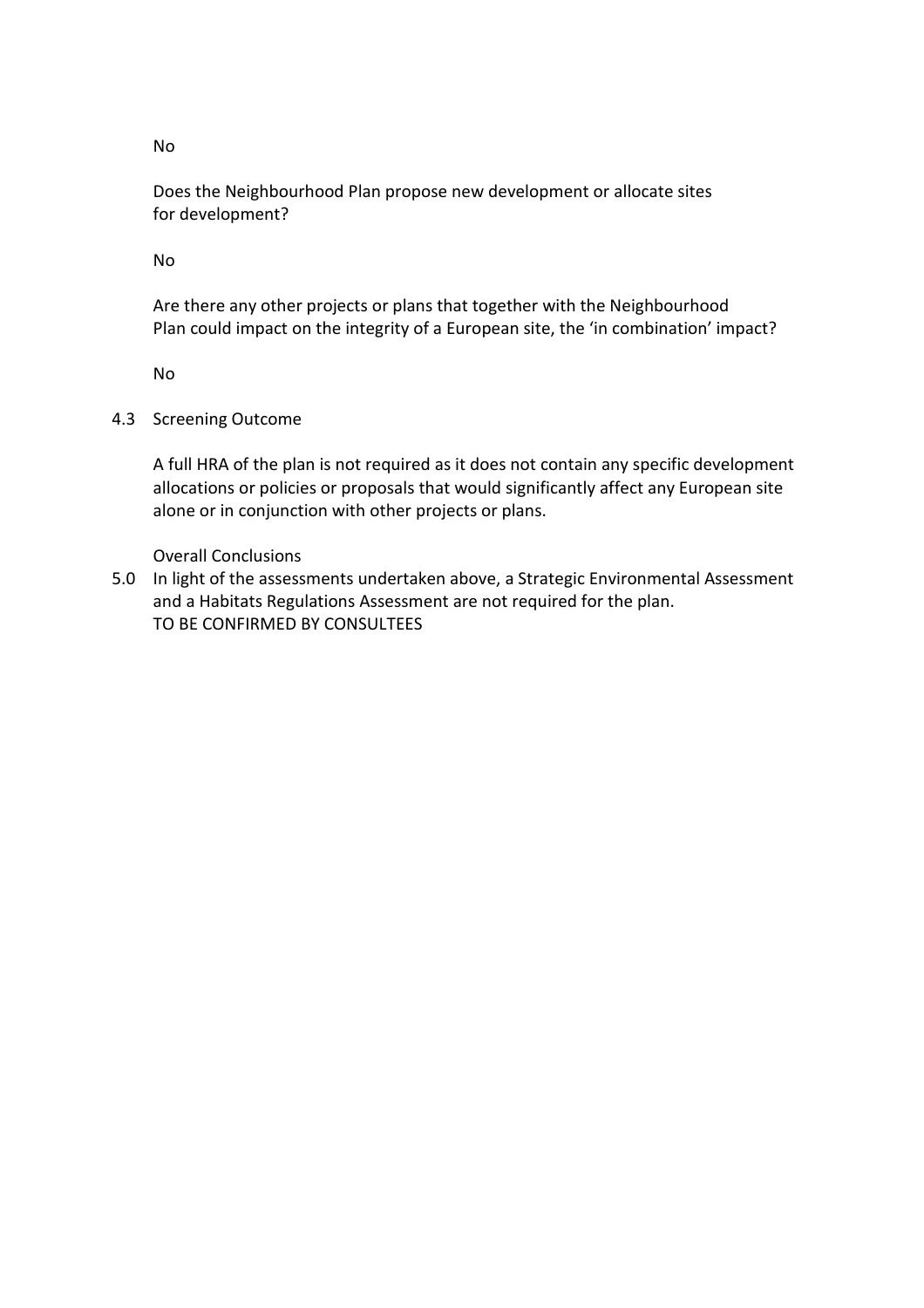No

Does the Neighbourhood Plan propose new development or allocate sites for development?

No

Are there any other projects or plans that together with the Neighbourhood Plan could impact on the integrity of a European site, the 'in combination' impact?

No

4.3 Screening Outcome

A full HRA of the plan is not required as it does not contain any specific development allocations or policies or proposals that would significantly affect any European site alone or in conjunction with other projects or plans.

Overall Conclusions

5.0 In light of the assessments undertaken above, a Strategic Environmental Assessment and a Habitats Regulations Assessment are not required for the plan.
TO BE CONFIRMED BY CONSULTEES